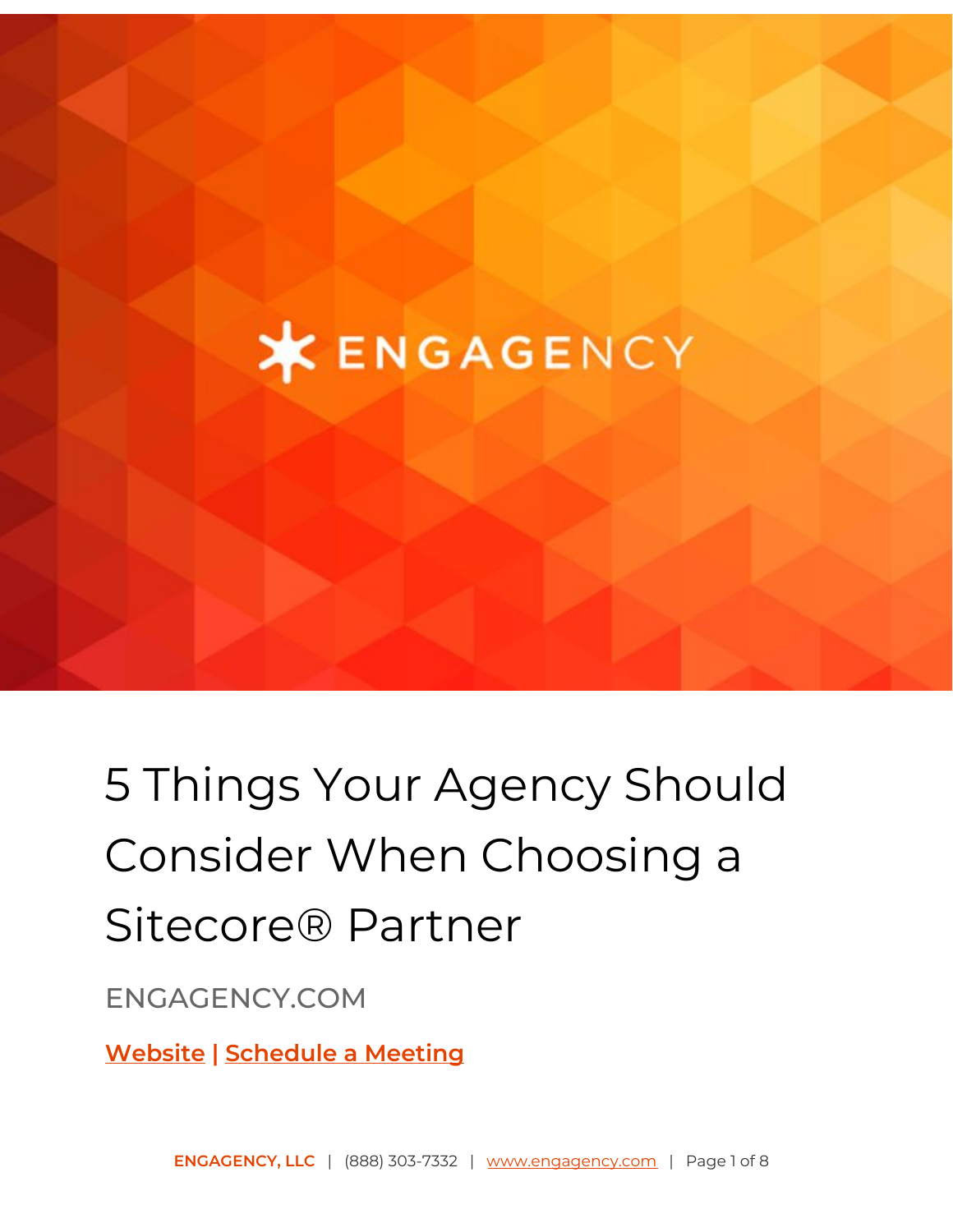ENGAGENCY

# 5 Things Your Agency Should Consider When Choosing a Sitecore® Partner

ENGAGENCY.COM

**Website | Schedule a Meeting**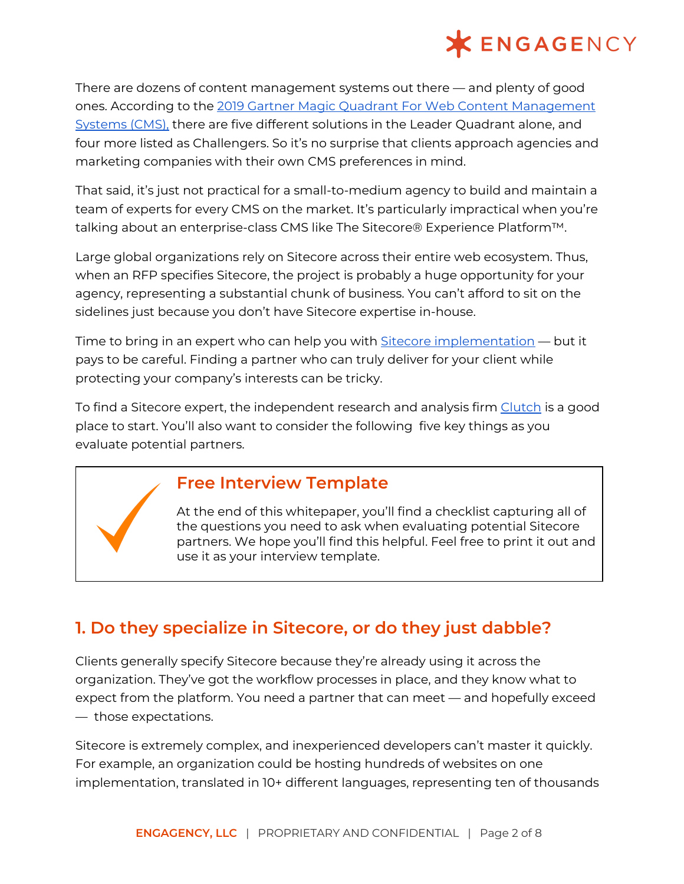There are dozens of content management systems out there — and plenty of good ones. According to the [2019 Gartner Magic Quadrant For Web Content Management Systems (CMS),](#) there are five different solutions in the Leader Quadrant alone, and four more listed as Challengers. So it's no surprise that clients approach agencies and marketing companies with their own CMS preferences in mind.

That said, it's just not practical for a small-to-medium agency to build and maintain a team of experts for every CMS on the market. It's particularly impractical when you're talking about an enterprise-class CMS like The Sitecore® Experience Platform™.

Large global organizations rely on Sitecore across their entire web ecosystem. Thus, when an RFP specifies Sitecore, the project is probably a huge opportunity for your agency, representing a substantial chunk of business. You can't afford to sit on the sidelines just because you don't have Sitecore expertise in-house.

Time to bring in an expert who can help you with [Sitecore implementation](#) — but it pays to be careful. Finding a partner who can truly deliver for your client while protecting your company's interests can be tricky.

To find a Sitecore expert, the independent research and analysis firm [Clutch](#) is a good place to start. You'll also want to consider the following five key things as you evaluate potential partners.

> **Free Interview Template**
>
> At the end of this whitepaper, you'll find a checklist capturing all of the questions you need to ask when evaluating potential Sitecore partners. We hope you'll find this helpful. Feel free to print it out and use it as your interview template.

## 1. Do they specialize in Sitecore, or do they just dabble?

Clients generally specify Sitecore because they're already using it across the organization. They've got the workflow processes in place, and they know what to expect from the platform. You need a partner that can meet — and hopefully exceed — those expectations.

Sitecore is extremely complex, and inexperienced developers can't master it quickly. For example, an organization could be hosting hundreds of websites on one implementation, translated in 10+ different languages, representing ten of thousands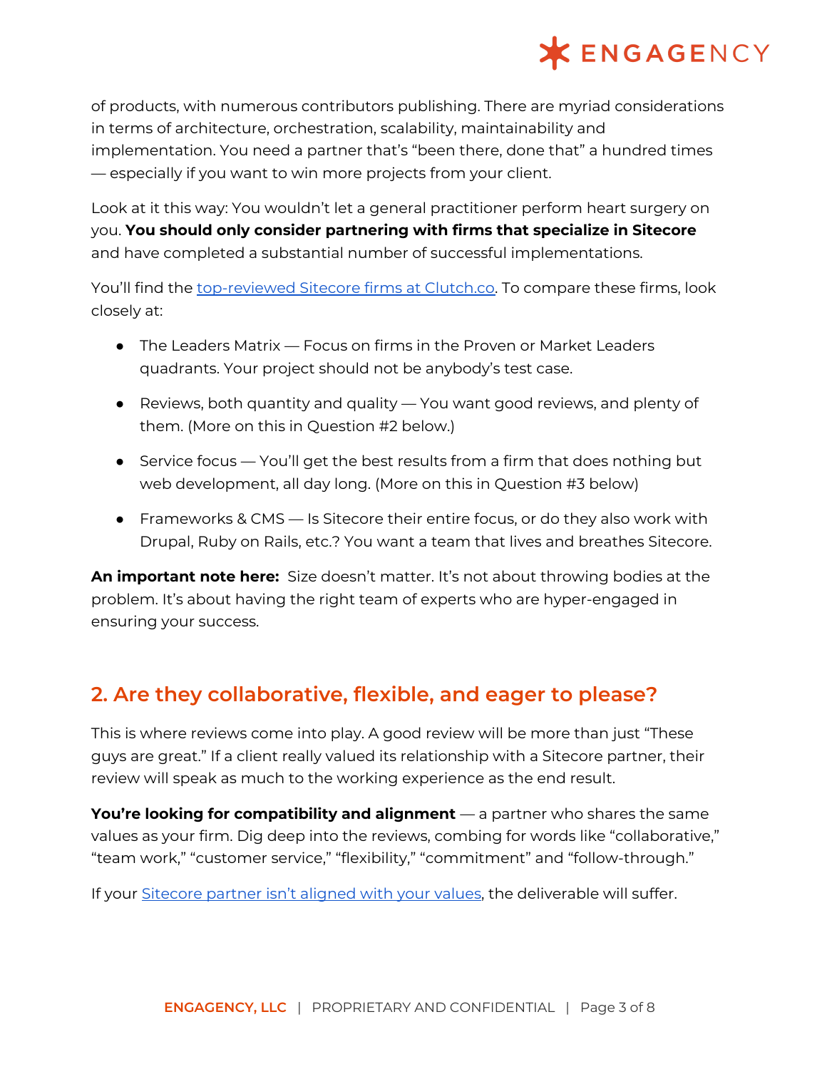of products, with numerous contributors publishing. There are myriad considerations in terms of architecture, orchestration, scalability, maintainability and implementation. You need a partner that's "been there, done that" a hundred times — especially if you want to win more projects from your client.

Look at it this way: You wouldn't let a general practitioner perform heart surgery on you. **You should only consider partnering with firms that specialize in Sitecore** and have completed a substantial number of successful implementations.

You'll find the [top-reviewed Sitecore firms at Clutch.co](). To compare these firms, look closely at:

- The Leaders Matrix — Focus on firms in the Proven or Market Leaders quadrants. Your project should not be anybody's test case.
- Reviews, both quantity and quality — You want good reviews, and plenty of them. (More on this in Question #2 below.)
- Service focus — You'll get the best results from a firm that does nothing but web development, all day long. (More on this in Question #3 below)
- Frameworks & CMS — Is Sitecore their entire focus, or do they also work with Drupal, Ruby on Rails, etc.? You want a team that lives and breathes Sitecore.

**An important note here:** Size doesn't matter. It's not about throwing bodies at the problem. It's about having the right team of experts who are hyper-engaged in ensuring your success.

## 2. Are they collaborative, flexible, and eager to please?

This is where reviews come into play. A good review will be more than just "These guys are great." If a client really valued its relationship with a Sitecore partner, their review will speak as much to the working experience as the end result.

**You're looking for compatibility and alignment** — a partner who shares the same values as your firm. Dig deep into the reviews, combing for words like "collaborative," "team work," "customer service," "flexibility," "commitment" and "follow-through."

If your [Sitecore partner isn't aligned with your values](), the deliverable will suffer.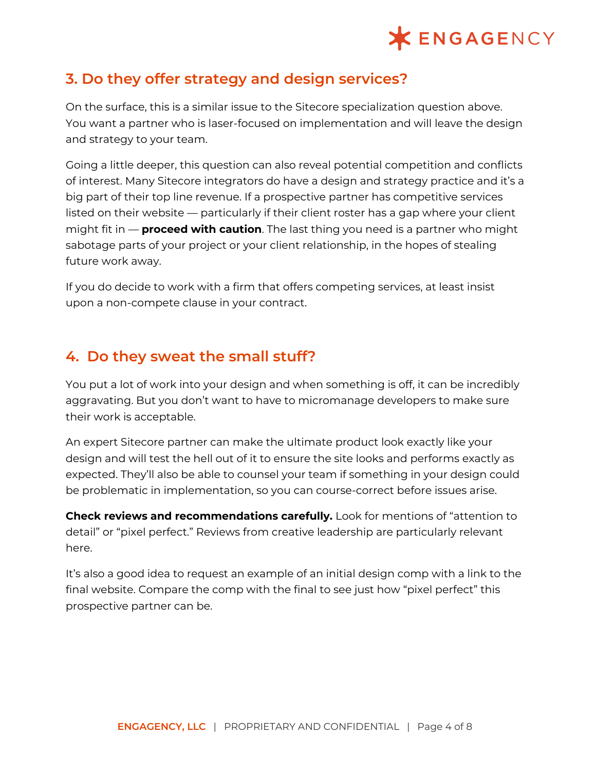## 3. Do they offer strategy and design services?

On the surface, this is a similar issue to the Sitecore specialization question above. You want a partner who is laser-focused on implementation and will leave the design and strategy to your team.

Going a little deeper, this question can also reveal potential competition and conflicts of interest. Many Sitecore integrators do have a design and strategy practice and it's a big part of their top line revenue. If a prospective partner has competitive services listed on their website — particularly if their client roster has a gap where your client might fit in — **proceed with caution**. The last thing you need is a partner who might sabotage parts of your project or your client relationship, in the hopes of stealing future work away.

If you do decide to work with a firm that offers competing services, at least insist upon a non-compete clause in your contract.

## 4. Do they sweat the small stuff?

You put a lot of work into your design and when something is off, it can be incredibly aggravating. But you don't want to have to micromanage developers to make sure their work is acceptable.

An expert Sitecore partner can make the ultimate product look exactly like your design and will test the hell out of it to ensure the site looks and performs exactly as expected. They'll also be able to counsel your team if something in your design could be problematic in implementation, so you can course-correct before issues arise.

**Check reviews and recommendations carefully.** Look for mentions of "attention to detail" or "pixel perfect." Reviews from creative leadership are particularly relevant here.

It's also a good idea to request an example of an initial design comp with a link to the final website. Compare the comp with the final to see just how "pixel perfect" this prospective partner can be.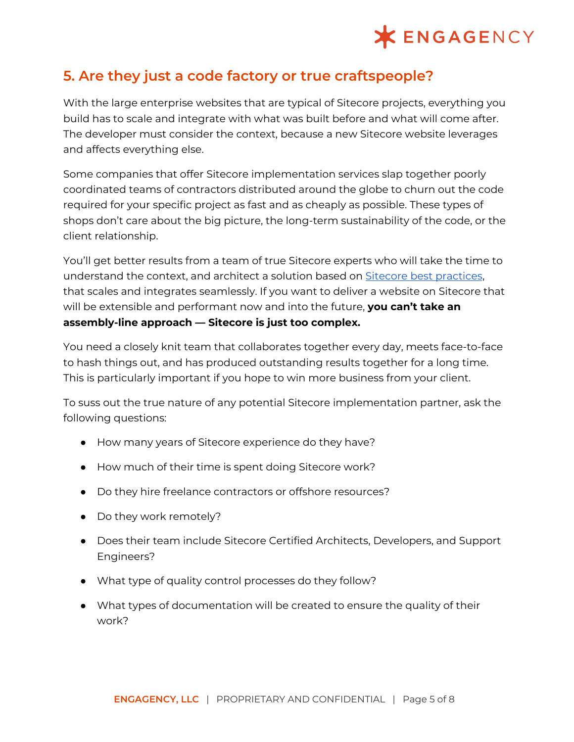## 5. Are they just a code factory or true craftspeople?

With the large enterprise websites that are typical of Sitecore projects, everything you build has to scale and integrate with what was built before and what will come after. The developer must consider the context, because a new Sitecore website leverages and affects everything else.

Some companies that offer Sitecore implementation services slap together poorly coordinated teams of contractors distributed around the globe to churn out the code required for your specific project as fast and as cheaply as possible. These types of shops don't care about the big picture, the long-term sustainability of the code, or the client relationship.

You'll get better results from a team of true Sitecore experts who will take the time to understand the context, and architect a solution based on Sitecore best practices, that scales and integrates seamlessly. If you want to deliver a website on Sitecore that will be extensible and performant now and into the future, **you can't take an assembly-line approach — Sitecore is just too complex.**

You need a closely knit team that collaborates together every day, meets face-to-face to hash things out, and has produced outstanding results together for a long time. This is particularly important if you hope to win more business from your client.

To suss out the true nature of any potential Sitecore implementation partner, ask the following questions:

- How many years of Sitecore experience do they have?
- How much of their time is spent doing Sitecore work?
- Do they hire freelance contractors or offshore resources?
- Do they work remotely?
- Does their team include Sitecore Certified Architects, Developers, and Support Engineers?
- What type of quality control processes do they follow?
- What types of documentation will be created to ensure the quality of their work?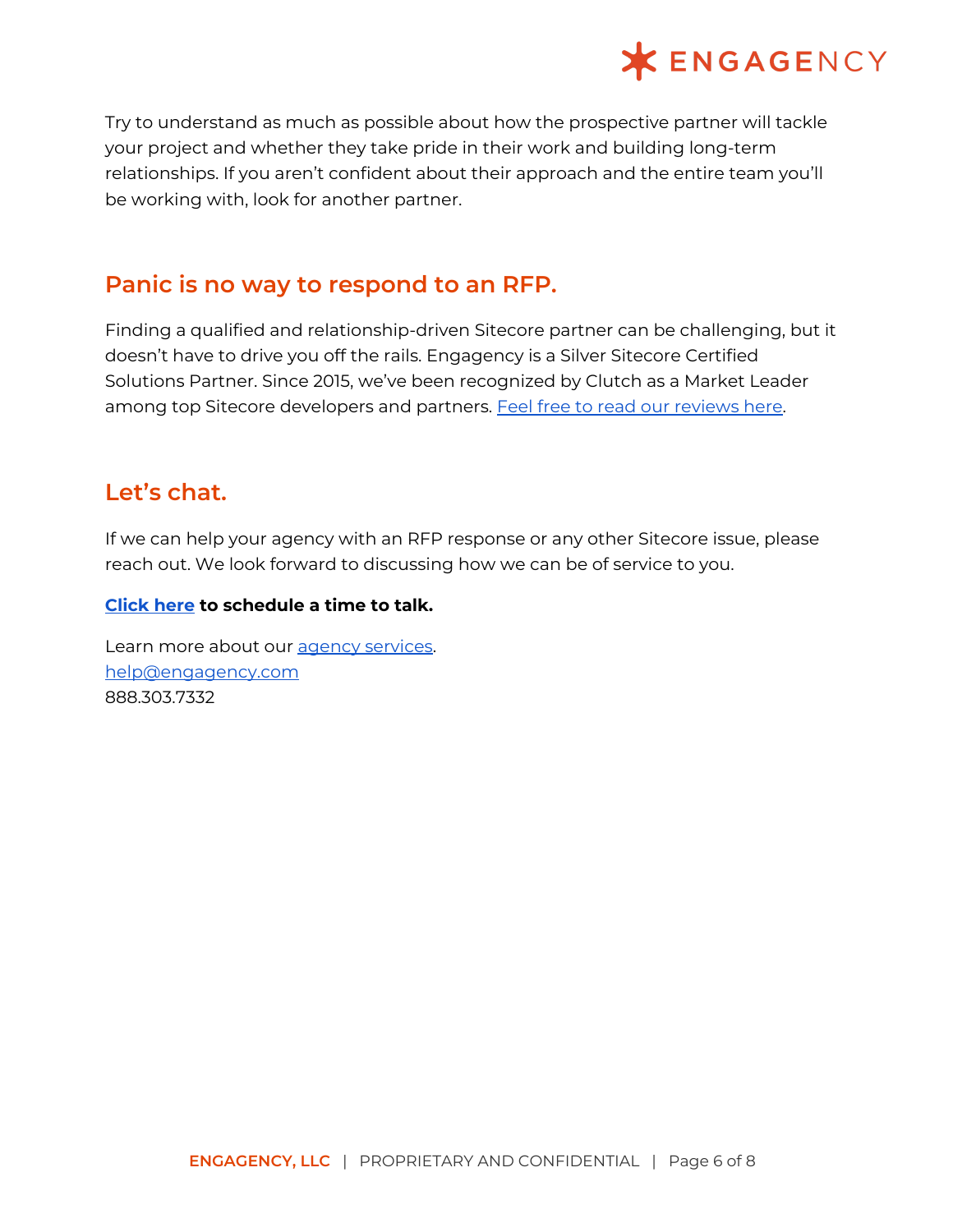Try to understand as much as possible about how the prospective partner will tackle your project and whether they take pride in their work and building long-term relationships. If you aren't confident about their approach and the entire team you'll be working with, look for another partner.

## Panic is no way to respond to an RFP.

Finding a qualified and relationship-driven Sitecore partner can be challenging, but it doesn't have to drive you off the rails. Engagency is a Silver Sitecore Certified Solutions Partner. Since 2015, we've been recognized by Clutch as a Market Leader among top Sitecore developers and partners. Feel free to read our reviews here.

## Let's chat.

If we can help your agency with an RFP response or any other Sitecore issue, please reach out. We look forward to discussing how we can be of service to you.

**Click here to schedule a time to talk.**

Learn more about our agency services.
help@engagency.com
888.303.7332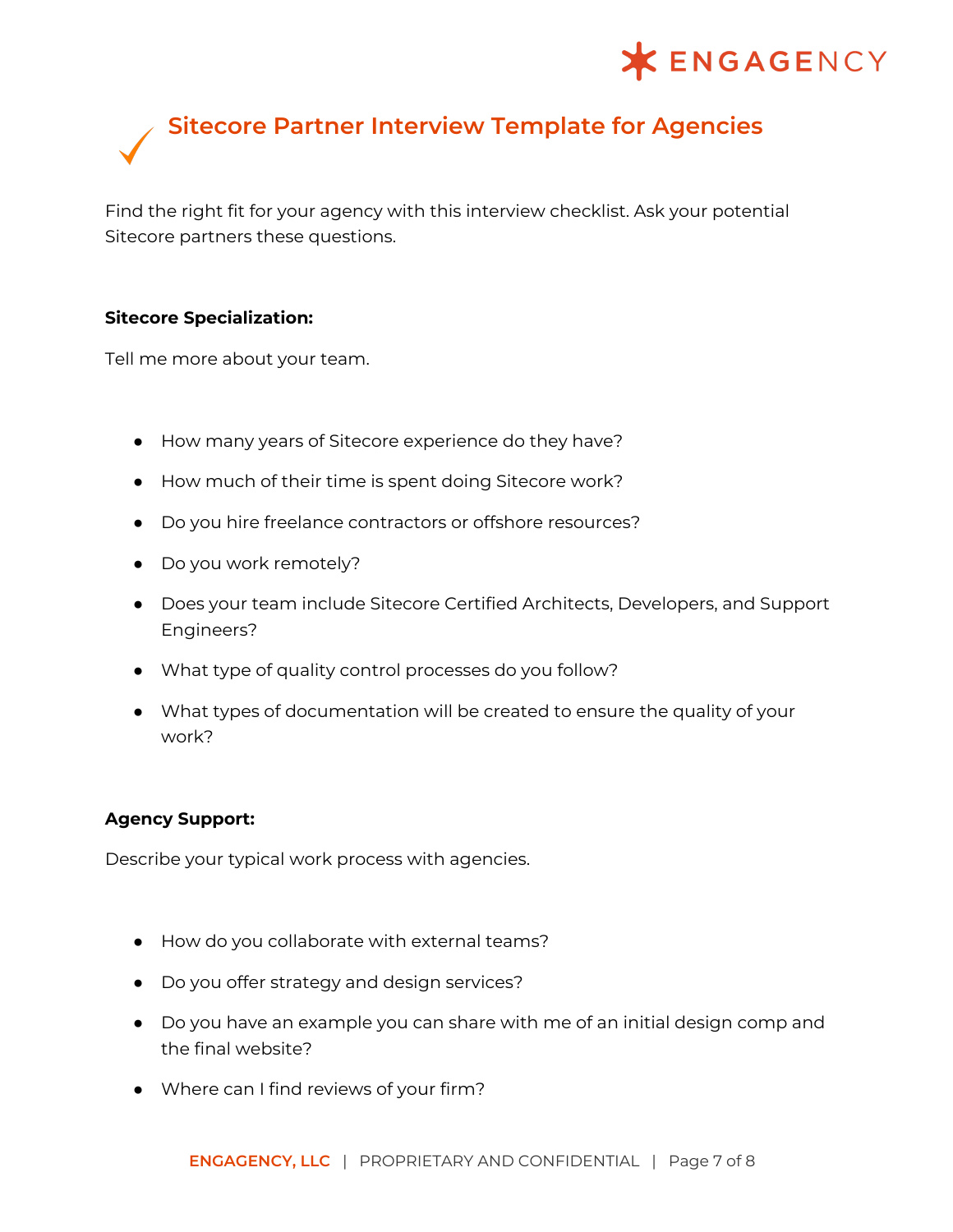## Sitecore Partner Interview Template for Agencies

Find the right fit for your agency with this interview checklist. Ask your potential Sitecore partners these questions.

**Sitecore Specialization:**

Tell me more about your team.

- How many years of Sitecore experience do they have?
- How much of their time is spent doing Sitecore work?
- Do you hire freelance contractors or offshore resources?
- Do you work remotely?
- Does your team include Sitecore Certified Architects, Developers, and Support Engineers?
- What type of quality control processes do you follow?
- What types of documentation will be created to ensure the quality of your work?

**Agency Support:**

Describe your typical work process with agencies.

- How do you collaborate with external teams?
- Do you offer strategy and design services?
- Do you have an example you can share with me of an initial design comp and the final website?
- Where can I find reviews of your firm?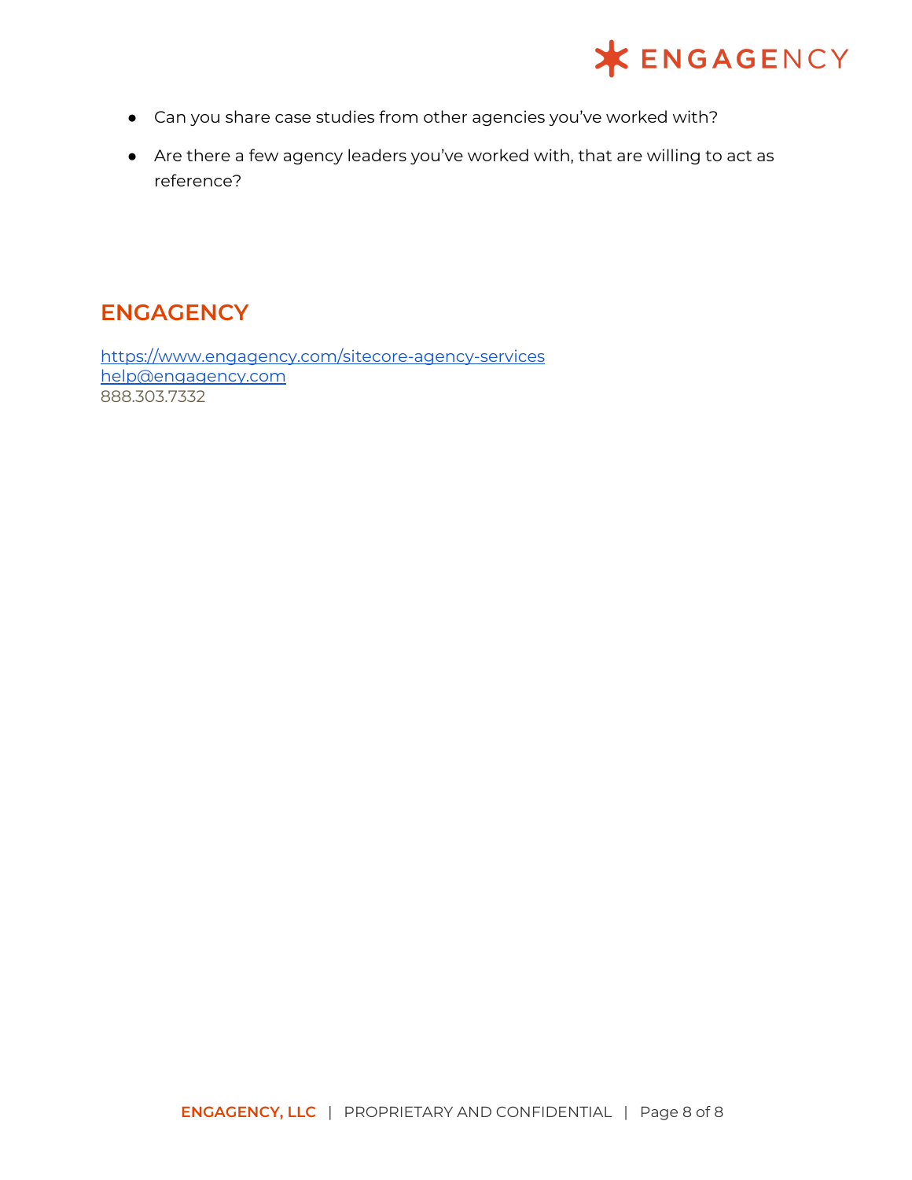- Can you share case studies from other agencies you've worked with?
- Are there a few agency leaders you've worked with, that are willing to act as reference?

## ENGAGENCY

https://www.engagency.com/sitecore-agency-services
help@engagency.com
888.303.7332